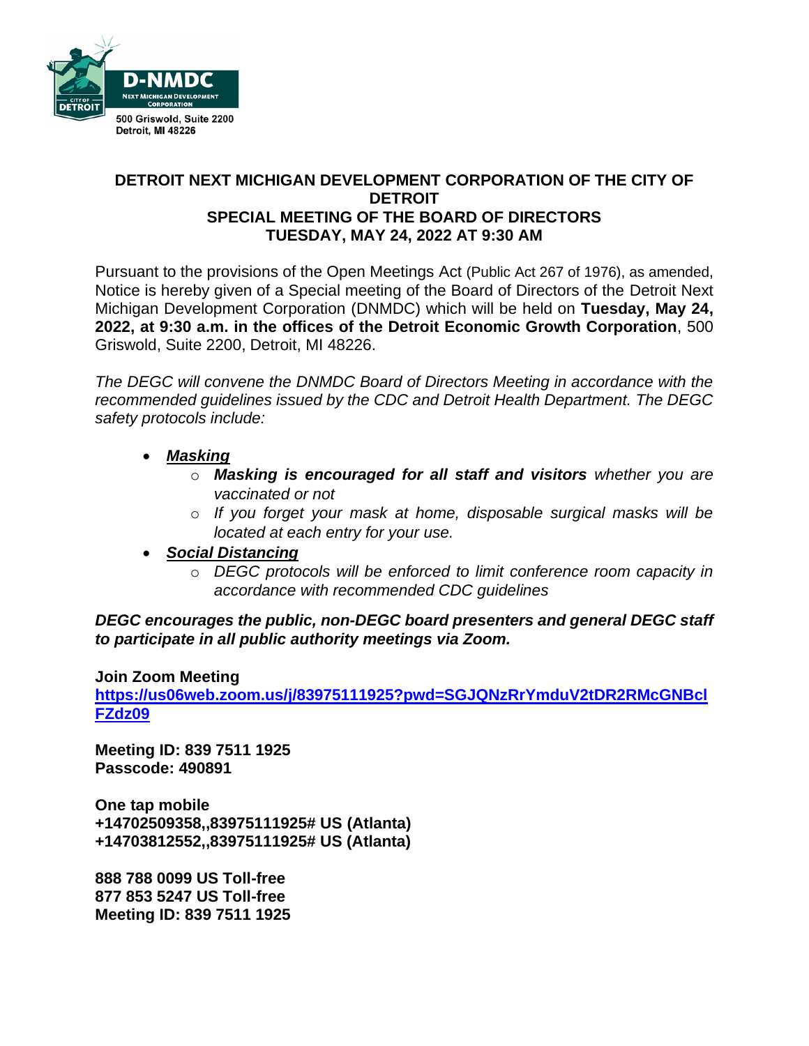D-NMDC
NEXT MICHIGAN DEVELOPMENT CORPORATION
CITY OF DETROIT

500 Griswold, Suite 2200
Detroit, MI 48226

# DETROIT NEXT MICHIGAN DEVELOPMENT CORPORATION OF THE CITY OF DETROIT
## SPECIAL MEETING OF THE BOARD OF DIRECTORS
## TUESDAY, MAY 24, 2022 AT 9:30 AM

Pursuant to the provisions of the Open Meetings Act (Public Act 267 of 1976), as amended, Notice is hereby given of a Special meeting of the Board of Directors of the Detroit Next Michigan Development Corporation (DNMDC) which will be held on **Tuesday, May 24, 2022, at 9:30 a.m. in the offices of the Detroit Economic Growth Corporation**, 500 Griswold, Suite 2200, Detroit, MI 48226.

*The DEGC will convene the DNMDC Board of Directors Meeting in accordance with the recommended guidelines issued by the CDC and Detroit Health Department. The DEGC safety protocols include:*

- ***Masking***
  - ***Masking is encouraged for all staff and visitors*** *whether you are vaccinated or not*
  - *If you forget your mask at home, disposable surgical masks will be located at each entry for your use.*
- ***Social Distancing***
  - *DEGC protocols will be enforced to limit conference room capacity in accordance with recommended CDC guidelines*

***DEGC encourages the public, non-DEGC board presenters and general DEGC staff to participate in all public authority meetings via Zoom.***

**Join Zoom Meeting**
**https://us06web.zoom.us/j/83975111925?pwd=SGJQNzRrYmduV2tDR2RMcGNBclFZdz09**

**Meeting ID: 839 7511 1925**
**Passcode: 490891**

**One tap mobile**
**+14702509358,,83975111925# US (Atlanta)**
**+14703812552,,83975111925# US (Atlanta)**

**888 788 0099 US Toll-free**
**877 853 5247 US Toll-free**
**Meeting ID: 839 7511 1925**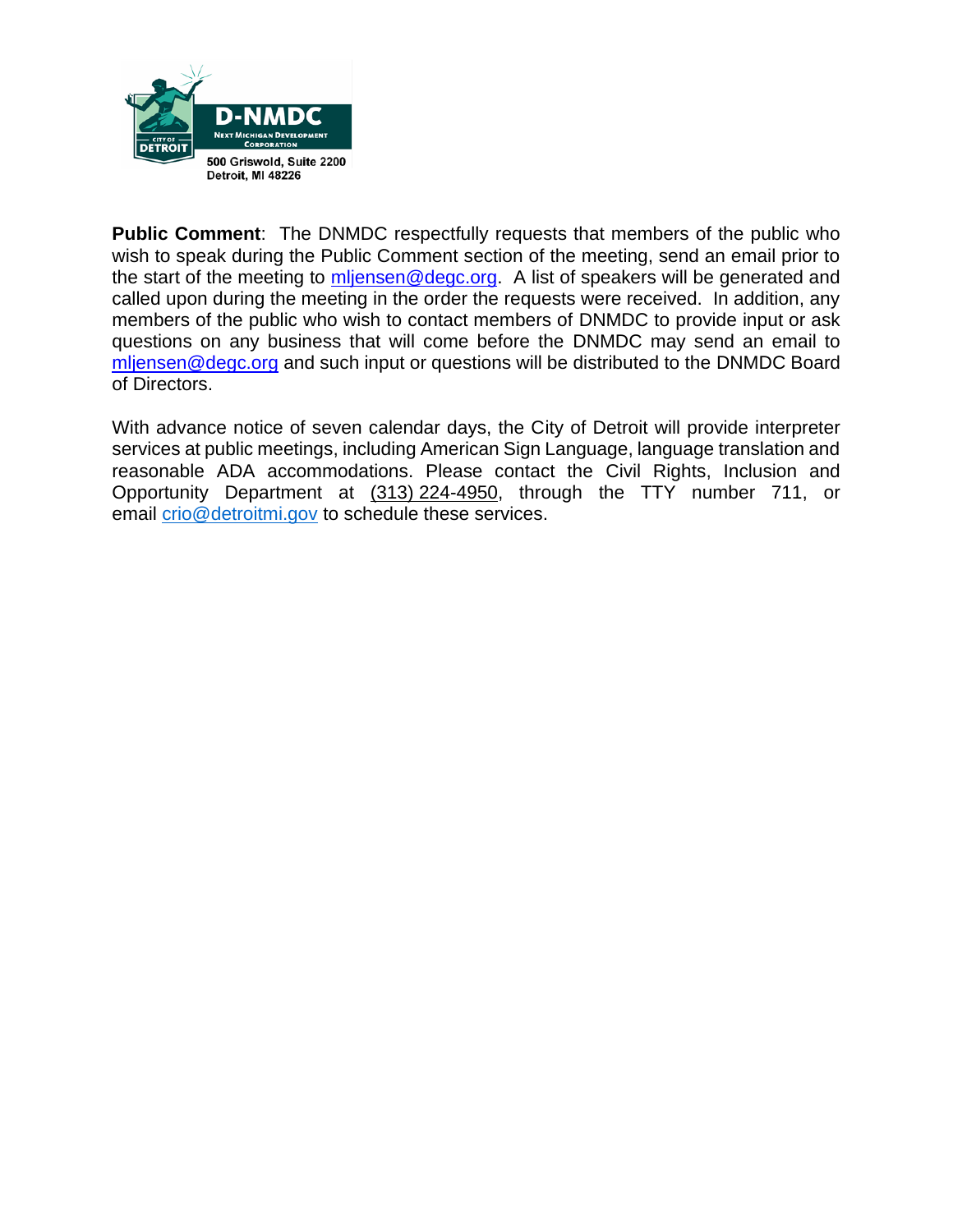**D-NMDC**
Next Michigan Development Corporation
500 Griswold, Suite 2200
Detroit, MI 48226

**Public Comment**: The DNMDC respectfully requests that members of the public who wish to speak during the Public Comment section of the meeting, send an email prior to the start of the meeting to mljensen@degc.org. A list of speakers will be generated and called upon during the meeting in the order the requests were received. In addition, any members of the public who wish to contact members of DNMDC to provide input or ask questions on any business that will come before the DNMDC may send an email to mljensen@degc.org and such input or questions will be distributed to the DNMDC Board of Directors.

With advance notice of seven calendar days, the City of Detroit will provide interpreter services at public meetings, including American Sign Language, language translation and reasonable ADA accommodations. Please contact the Civil Rights, Inclusion and Opportunity Department at (313) 224-4950, through the TTY number 711, or email crio@detroitmi.gov to schedule these services.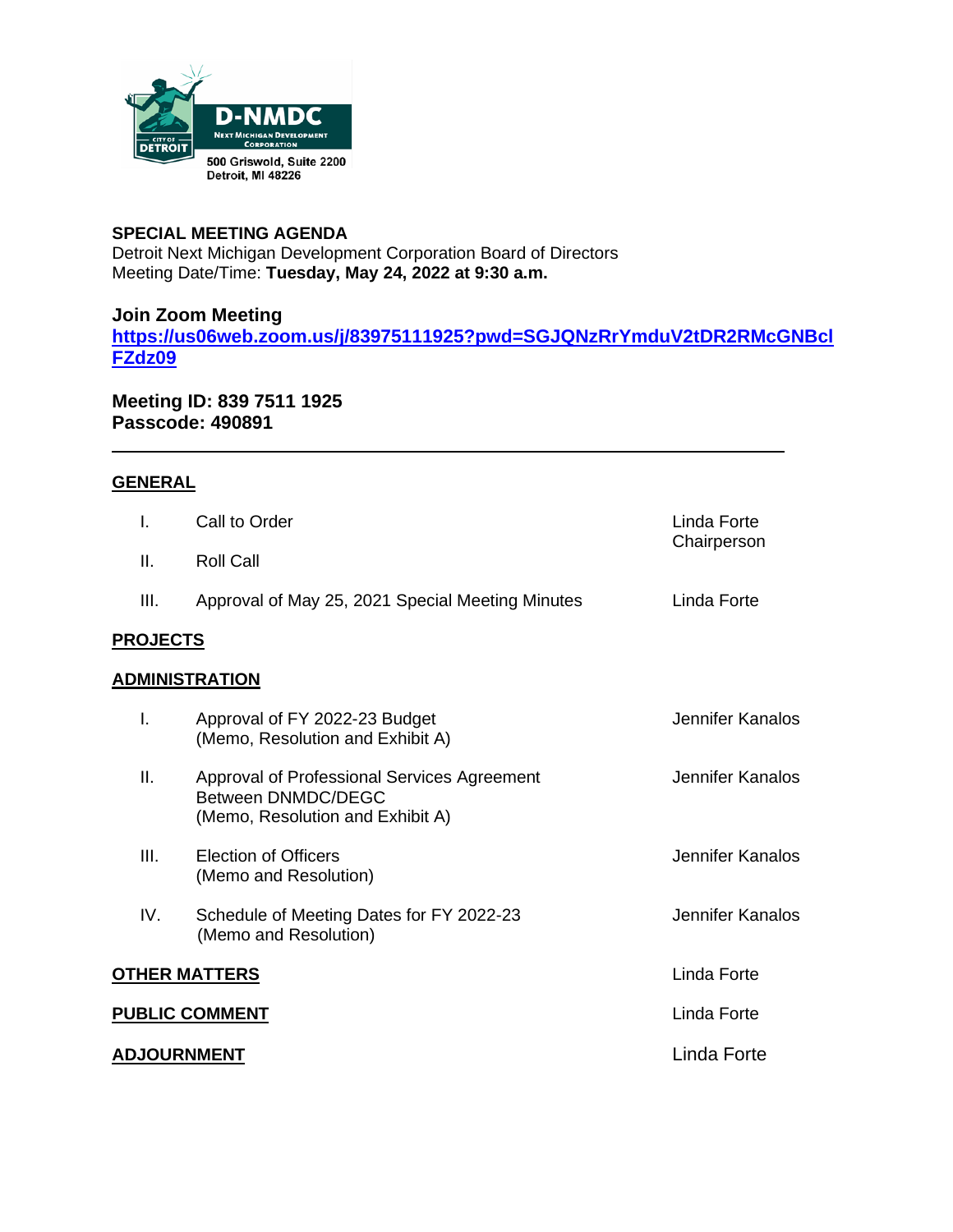D-NMDC
NEXT MICHIGAN DEVELOPMENT CORPORATION
CITY OF DETROIT
500 Griswold, Suite 2200
Detroit, MI 48226

**SPECIAL MEETING AGENDA**
Detroit Next Michigan Development Corporation Board of Directors
Meeting Date/Time: **Tuesday, May 24, 2022 at 9:30 a.m.**

**Join Zoom Meeting**
**https://us06web.zoom.us/j/83975111925?pwd=SGJQNzRrYmduV2tDR2RMcGNBclFZdz09**

**Meeting ID: 839 7511 1925**
**Passcode: 490891**

---

**GENERAL**

| | | |
|---|---|---|
| I. | Call to Order | Linda Forte Chairperson |
| II. | Roll Call | |
| III. | Approval of May 25, 2021 Special Meeting Minutes | Linda Forte |

**PROJECTS**

**ADMINISTRATION**

| | | |
|---|---|---|
| I. | Approval of FY 2022-23 Budget (Memo, Resolution and Exhibit A) | Jennifer Kanalos |
| II. | Approval of Professional Services Agreement Between DNMDC/DEGC (Memo, Resolution and Exhibit A) | Jennifer Kanalos |
| III. | Election of Officers (Memo and Resolution) | Jennifer Kanalos |
| IV. | Schedule of Meeting Dates for FY 2022-23 (Memo and Resolution) | Jennifer Kanalos |

**OTHER MATTERS** Linda Forte

**PUBLIC COMMENT** Linda Forte

**ADJOURNMENT** Linda Forte